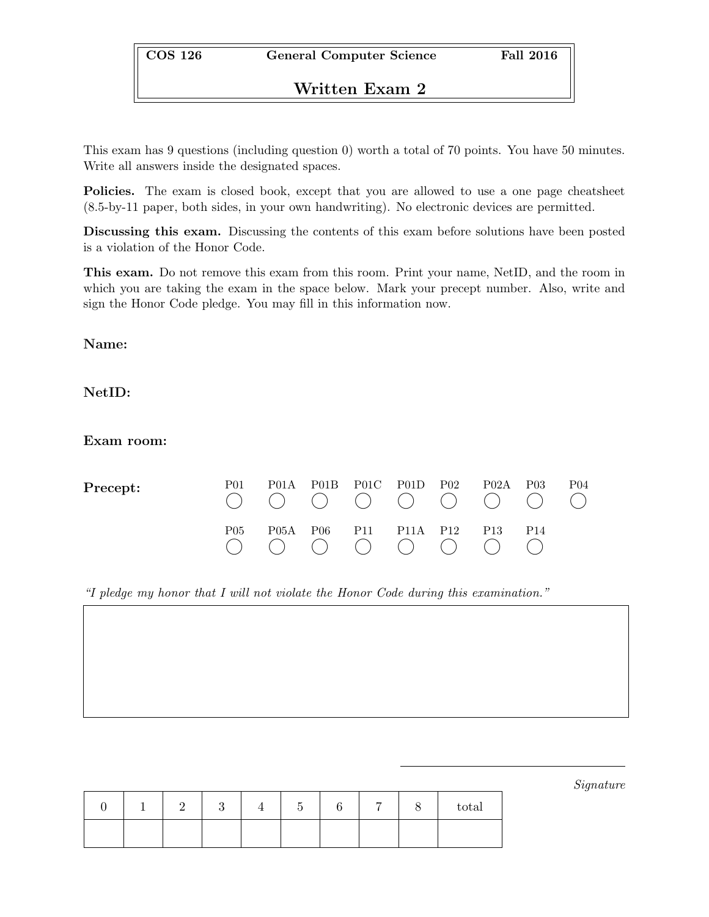| COS 126 | General Computer Science | Fall 2016 |
| --- | --- | --- |

# Written Exam 2

This exam has 9 questions (including question 0) worth a total of 70 points. You have 50 minutes. Write all answers inside the designated spaces.

**Policies.** The exam is closed book, except that you are allowed to use a one page cheatsheet (8.5-by-11 paper, both sides, in your own handwriting). No electronic devices are permitted.

**Discussing this exam.** Discussing the contents of this exam before solutions have been posted is a violation of the Honor Code.

**This exam.** Do not remove this exam from this room. Print your name, NetID, and the room in which you are taking the exam in the space below. Mark your precept number. Also, write and sign the Honor Code pledge. You may fill in this information now.

**Name:**

**NetID:**

**Exam room:**

**Precept:**

| P01 | P01A | P01B | P01C | P01D | P02 | P02A | P03 | P04 |
| --- | --- | --- | --- | --- | --- | --- | --- | --- |
| ◯ | ◯ | ◯ | ◯ | ◯ | ◯ | ◯ | ◯ | ◯ |
| P05 | P05A | P06 | P11 | P11A | P12 | P13 | P14 | |
| ◯ | ◯ | ◯ | ◯ | ◯ | ◯ | ◯ | ◯ | |

*"I pledge my honor that I will not violate the Honor Code during this examination."*

*Signature*

| 0 | 1 | 2 | 3 | 4 | 5 | 6 | 7 | 8 | total |
| --- | --- | --- | --- | --- | --- | --- | --- | --- | --- |
| | | | | | | | | | |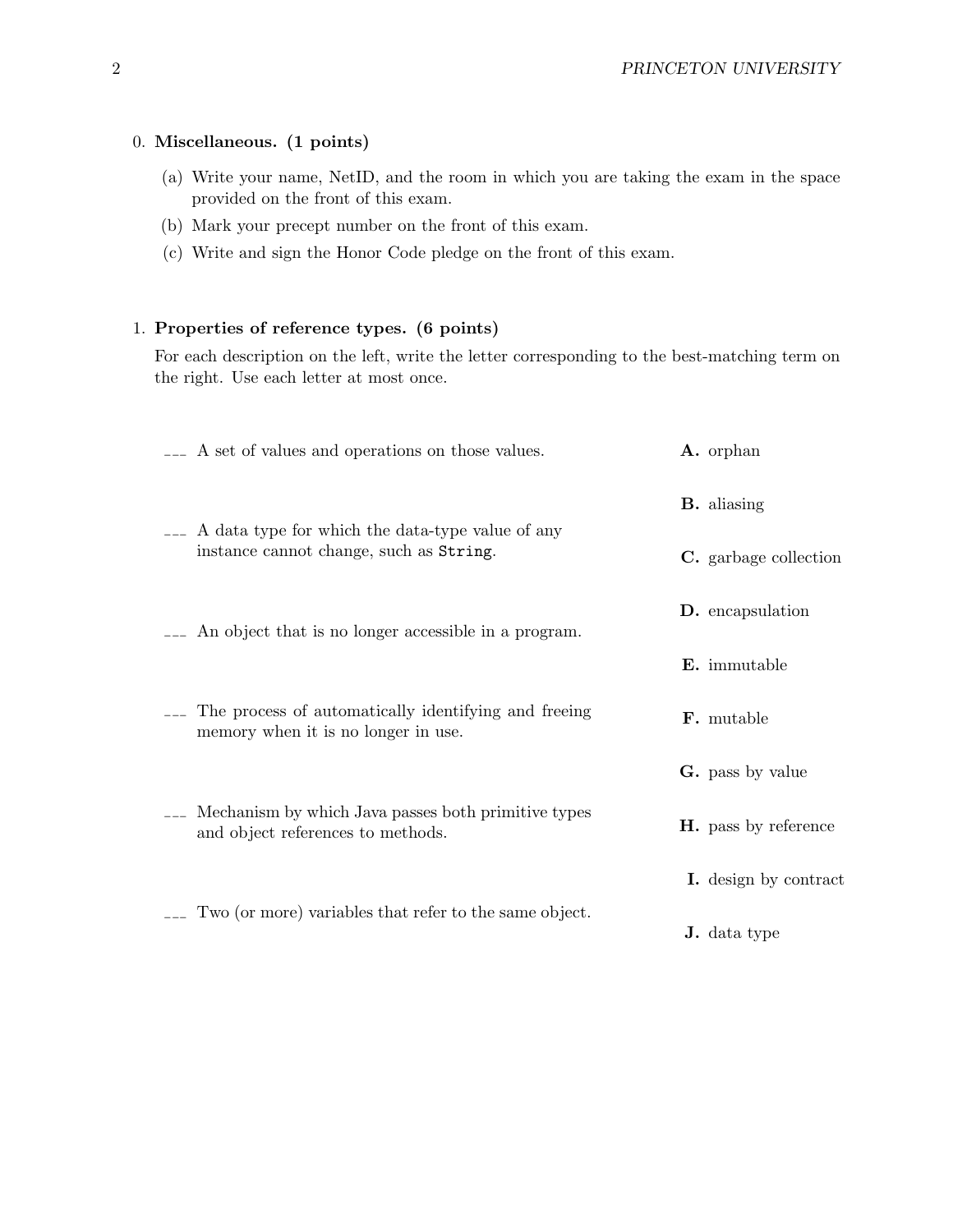0. **Miscellaneous. (1 points)**

   (a) Write your name, NetID, and the room in which you are taking the exam in the space provided on the front of this exam.

   (b) Mark your precept number on the front of this exam.

   (c) Write and sign the Honor Code pledge on the front of this exam.

1. **Properties of reference types. (6 points)**

   For each description on the left, write the letter corresponding to the best-matching term on the right. Use each letter at most once.

   ___ A set of values and operations on those values.

   ___ A data type for which the data-type value of any instance cannot change, such as `String`.

   ___ An object that is no longer accessible in a program.

   ___ The process of automatically identifying and freeing memory when it is no longer in use.

   ___ Mechanism by which Java passes both primitive types and object references to methods.

   ___ Two (or more) variables that refer to the same object.

   **A.** orphan

   **B.** aliasing

   **C.** garbage collection

   **D.** encapsulation

   **E.** immutable

   **F.** mutable

   **G.** pass by value

   **H.** pass by reference

   **I.** design by contract

   **J.** data type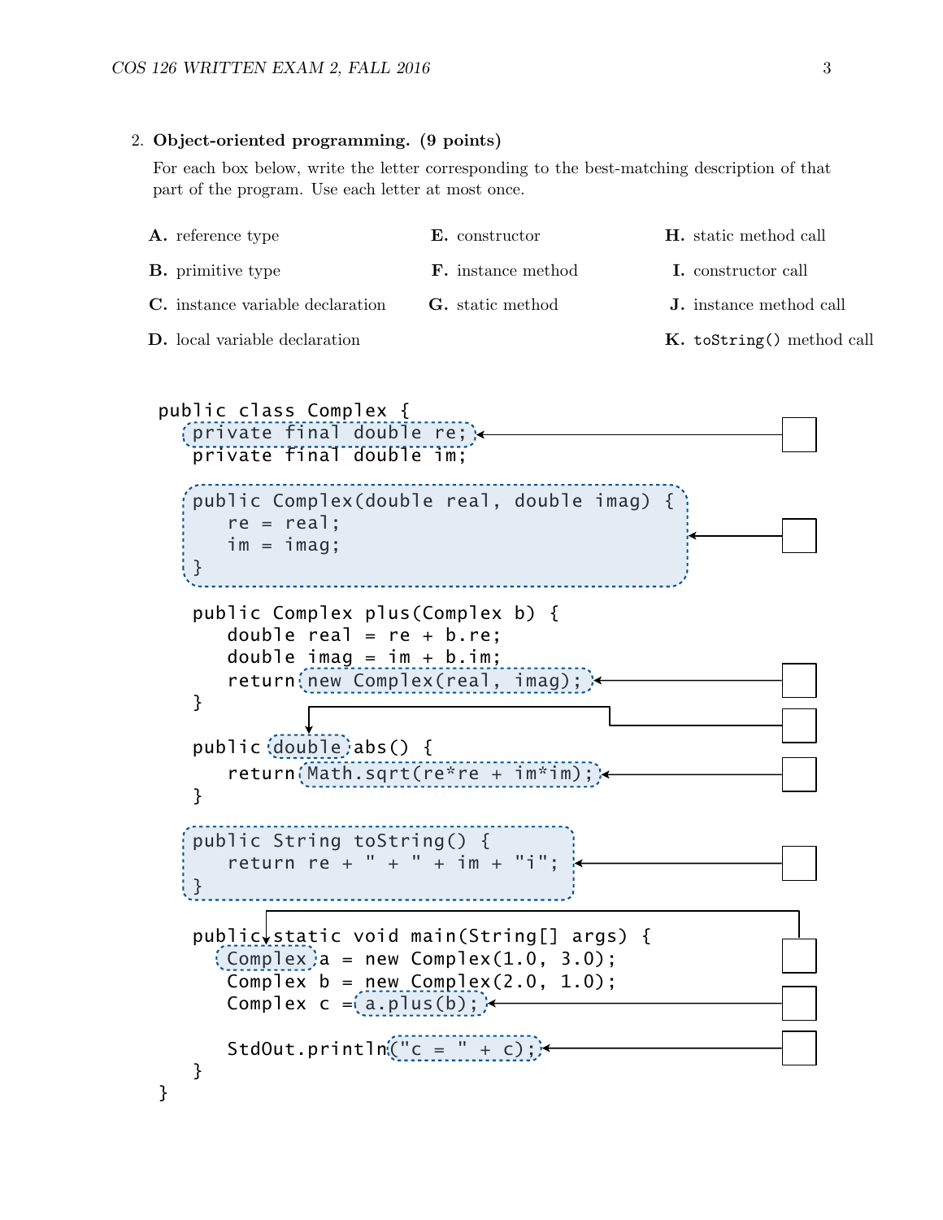2. **Object-oriented programming. (9 points)**

   For each box below, write the letter corresponding to the best-matching description of that part of the program. Use each letter at most once.

   **A.** reference type

   **B.** primitive type

   **C.** instance variable declaration

   **D.** local variable declaration

   **E.** constructor

   **F.** instance method

   **G.** static method

   **H.** static method call

   **I.** constructor call

   **J.** instance method call

   **K.** `toString()` method call

```
public class Complex {
   private final double re;                          <-- [ ]
   private final double im;

   public Complex(double real, double imag) {        <-- [ ]
      re = real;
      im = imag;
   }

   public Complex plus(Complex b) {
      double real = re + b.re;
      double imag = im + b.im;
      return new Complex(real, imag);                 <-- [ ]
   }

   public double abs() {                              <-- [ ] (double)
      return Math.sqrt(re*re + im*im);                <-- [ ]
   }

   public String toString() {                         <-- [ ]
      return re + " + " + im + "i";
   }

   public static void main(String[] args) {          <-- [ ] (static void main)
      Complex a = new Complex(1.0, 3.0);              <-- [ ] (Complex)
      Complex b = new Complex(2.0, 1.0);
      Complex c = a.plus(b);                          <-- [ ]

      StdOut.println("c = " + c);                     <-- [ ] ("c = " + c)
   }
}
```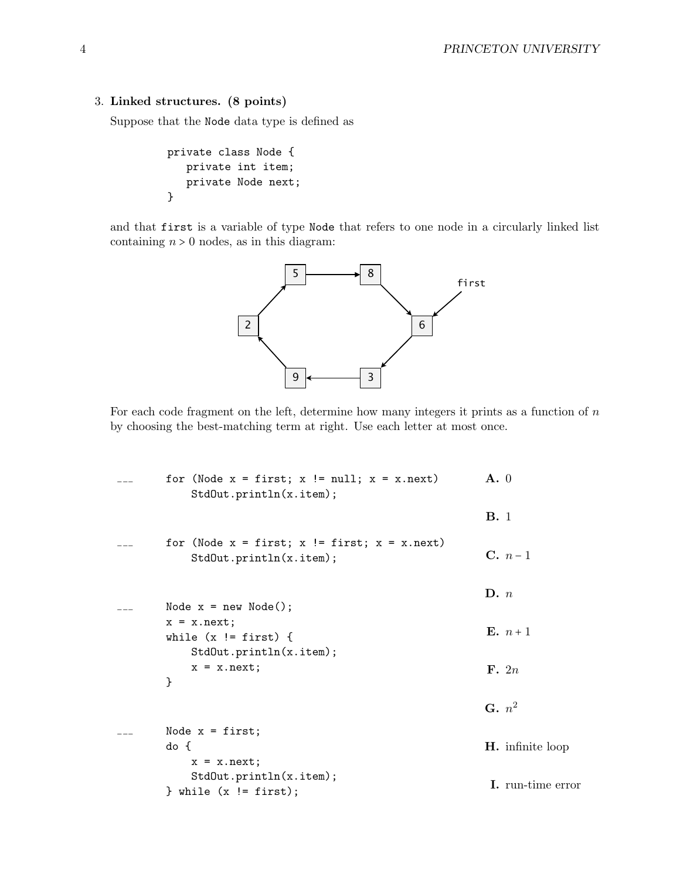3. **Linked structures. (8 points)**

Suppose that the `Node` data type is defined as

```
private class Node {
   private int item;
   private Node next;
}
```

and that `first` is a variable of type `Node` that refers to one node in a circularly linked list containing $n > 0$ nodes, as in this diagram:

For each code fragment on the left, determine how many integers it prints as a function of $n$ by choosing the best-matching term at right. Use each letter at most once.

___

```
for (Node x = first; x != null; x = x.next)
    StdOut.println(x.item);
```

___

```
for (Node x = first; x != first; x = x.next)
    StdOut.println(x.item);
```

___

```
Node x = new Node();
x = x.next;
while (x != first) {
    StdOut.println(x.item);
    x = x.next;
}
```

___

```
Node x = first;
do {
    x = x.next;
    StdOut.println(x.item);
} while (x != first);
```

**A.** 0

**B.** 1

**C.** $n-1$

**D.** $n$

**E.** $n+1$

**F.** $2n$

**G.** $n^2$

**H.** infinite loop

**I.** run-time error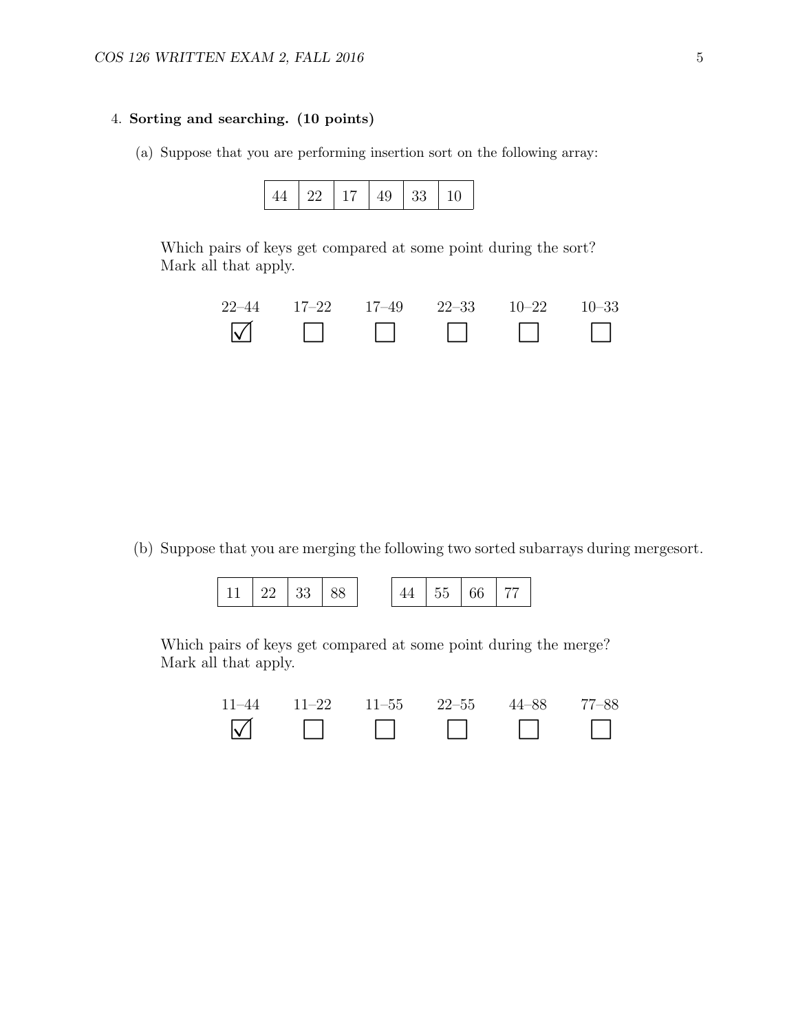4. **Sorting and searching. (10 points)**

(a) Suppose that you are performing insertion sort on the following array:

| 44 | 22 | 17 | 49 | 33 | 10 |
|---|---|---|---|---|---|

Which pairs of keys get compared at some point during the sort?
Mark all that apply.

| 22–44 | 17–22 | 17–49 | 22–33 | 10–22 | 10–33 |
|---|---|---|---|---|---|
| ☑ | ☐ | ☐ | ☐ | ☐ | ☐ |

(b) Suppose that you are merging the following two sorted subarrays during mergesort.

| 11 | 22 | 33 | 88 |
|---|---|---|---|

| 44 | 55 | 66 | 77 |
|---|---|---|---|

Which pairs of keys get compared at some point during the merge?
Mark all that apply.

| 11–44 | 11–22 | 11–55 | 22–55 | 44–88 | 77–88 |
|---|---|---|---|---|---|
| ☑ | ☐ | ☐ | ☐ | ☐ | ☐ |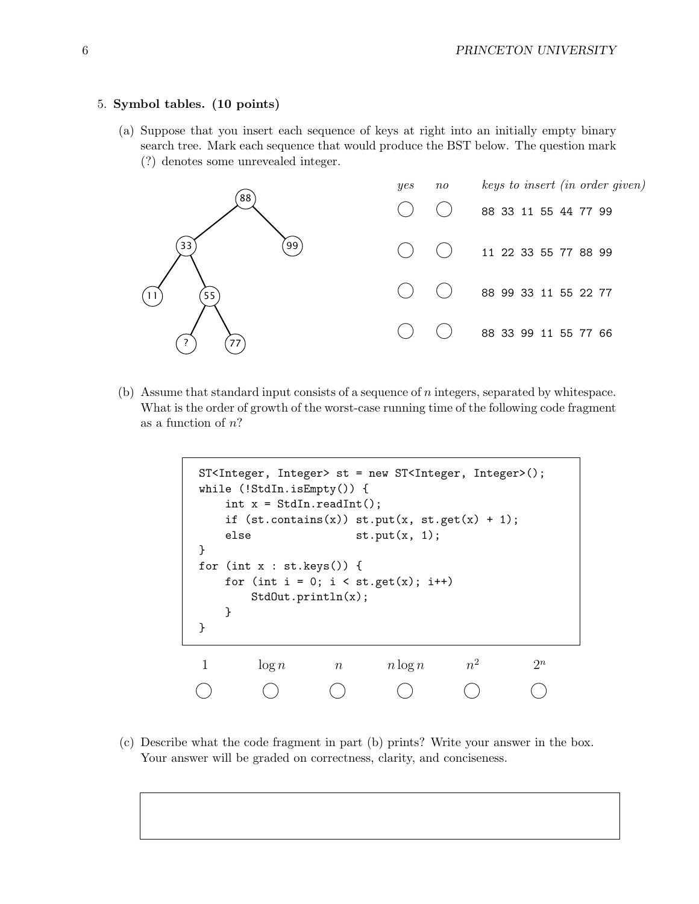5. **Symbol tables. (10 points)**

(a) Suppose that you insert each sequence of keys at right into an initially empty binary search tree. Mark each sequence that would produce the BST below. The question mark (?) denotes some unrevealed integer.

```
            88
           /  \
         33    99
        /  \
      11    55
           /  \
          ?    77
```

| *yes* | *no* | *keys to insert (in order given)* |
|---|---|---|
| ◯ | ◯ | `88 33 11 55 44 77 99` |
| ◯ | ◯ | `11 22 33 55 77 88 99` |
| ◯ | ◯ | `88 99 33 11 55 22 77` |
| ◯ | ◯ | `88 33 99 11 55 77 66` |

(b) Assume that standard input consists of a sequence of $n$ integers, separated by whitespace. What is the order of growth of the worst-case running time of the following code fragment as a function of $n$?

```
ST<Integer, Integer> st = new ST<Integer, Integer>();
while (!StdIn.isEmpty()) {
    int x = StdIn.readInt();
    if (st.contains(x)) st.put(x, st.get(x) + 1);
    else                st.put(x, 1);
}
for (int x : st.keys()) {
    for (int i = 0; i < st.get(x); i++)
        StdOut.println(x);
    }
}
```

| $1$ | $\log n$ | $n$ | $n \log n$ | $n^2$ | $2^n$ |
|---|---|---|---|---|---|
| ◯ | ◯ | ◯ | ◯ | ◯ | ◯ |

(c) Describe what the code fragment in part (b) prints? Write your answer in the box. Your answer will be graded on correctness, clarity, and conciseness.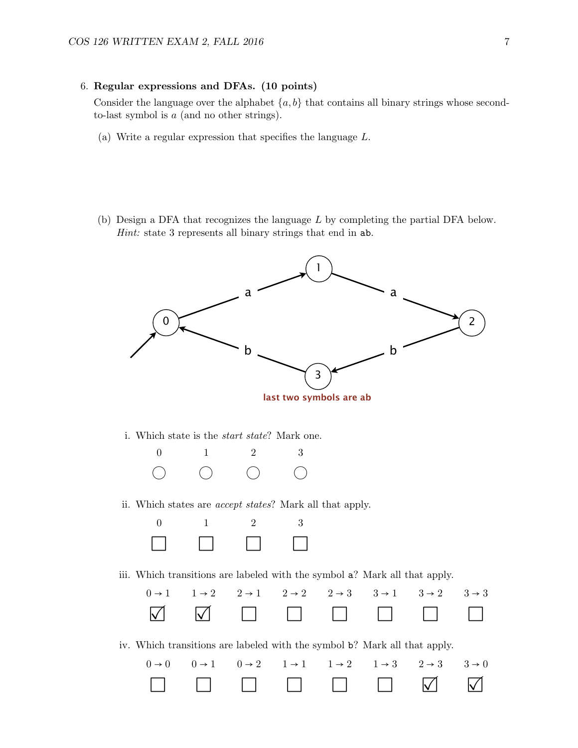6. **Regular expressions and DFAs. (10 points)**

   Consider the language over the alphabet $\{a, b\}$ that contains all binary strings whose second-to-last symbol is $a$ (and no other strings).

   (a) Write a regular expression that specifies the language $L$.

   (b) Design a DFA that recognizes the language $L$ by completing the partial DFA below. *Hint:* state 3 represents all binary strings that end in `ab`.

   last two symbols are ab

   i. Which state is the *start state*? Mark one.

   | 0 | 1 | 2 | 3 |
   |---|---|---|---|
   | ○ | ○ | ○ | ○ |

   ii. Which states are *accept states*? Mark all that apply.

   | 0 | 1 | 2 | 3 |
   |---|---|---|---|
   | ☐ | ☐ | ☐ | ☐ |

   iii. Which transitions are labeled with the symbol `a`? Mark all that apply.

   | $0 \to 1$ | $1 \to 2$ | $2 \to 1$ | $2 \to 2$ | $2 \to 3$ | $3 \to 1$ | $3 \to 2$ | $3 \to 3$ |
   |---|---|---|---|---|---|---|---|
   | ☑ | ☑ | ☐ | ☐ | ☐ | ☐ | ☐ | ☐ |

   iv. Which transitions are labeled with the symbol `b`? Mark all that apply.

   | $0 \to 0$ | $0 \to 1$ | $0 \to 2$ | $1 \to 1$ | $1 \to 2$ | $1 \to 3$ | $2 \to 3$ | $3 \to 0$ |
   |---|---|---|---|---|---|---|---|
   | ☐ | ☐ | ☐ | ☐ | ☐ | ☐ | ☑ | ☑ |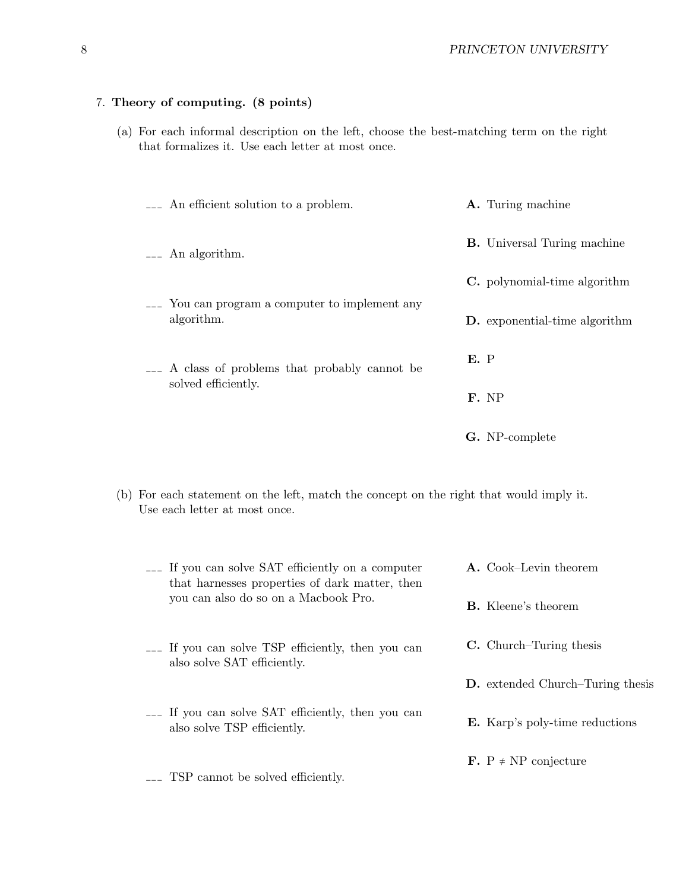7. **Theory of computing. (8 points)**

(a) For each informal description on the left, choose the best-matching term on the right that formalizes it. Use each letter at most once.

___ An efficient solution to a problem.

___ An algorithm.

___ You can program a computer to implement any algorithm.

___ A class of problems that probably cannot be solved efficiently.

**A.** Turing machine

**B.** Universal Turing machine

**C.** polynomial-time algorithm

**D.** exponential-time algorithm

**E.** P

**F.** NP

**G.** NP-complete

(b) For each statement on the left, match the concept on the right that would imply it. Use each letter at most once.

___ If you can solve SAT efficiently on a computer that harnesses properties of dark matter, then you can also do so on a Macbook Pro.

___ If you can solve TSP efficiently, then you can also solve SAT efficiently.

___ If you can solve SAT efficiently, then you can also solve TSP efficiently.

___ TSP cannot be solved efficiently.

**A.** Cook–Levin theorem

**B.** Kleene's theorem

**C.** Church–Turing thesis

**D.** extended Church–Turing thesis

**E.** Karp's poly-time reductions

**F.** P ≠ NP conjecture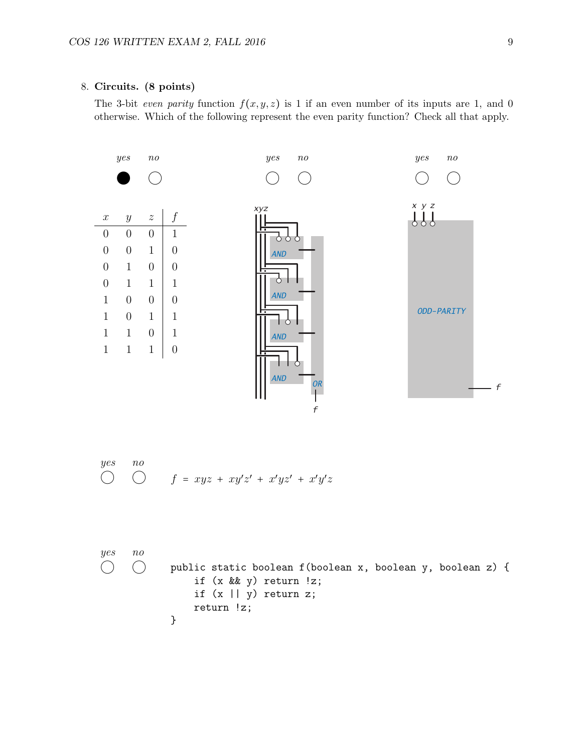8. **Circuits. (8 points)**

The 3-bit *even parity* function $f(x, y, z)$ is 1 if an even number of its inputs are 1, and 0 otherwise. Which of the following represent the even parity function? Check all that apply.

*yes* ● *no* ○

| $x$ | $y$ | $z$ | $f$ |
|---|---|---|---|
| 0 | 0 | 0 | 1 |
| 0 | 0 | 1 | 0 |
| 0 | 1 | 0 | 0 |
| 0 | 1 | 1 | 1 |
| 1 | 0 | 0 | 0 |
| 1 | 0 | 1 | 1 |
| 1 | 1 | 0 | 1 |
| 1 | 1 | 1 | 0 |

*yes* ○ *no* ○

xyz

AND

AND

AND

AND

OR

f

*yes* ○ *no* ○

x y z

ODD-PARITY

f

*yes* ○ *no* ○ $f = xyz + xy'z' + x'yz' + x'y'z$

*yes* ○ *no* ○

```
public static boolean f(boolean x, boolean y, boolean z) {
    if (x && y) return !z;
    if (x || y) return z;
    return !z;
}
```